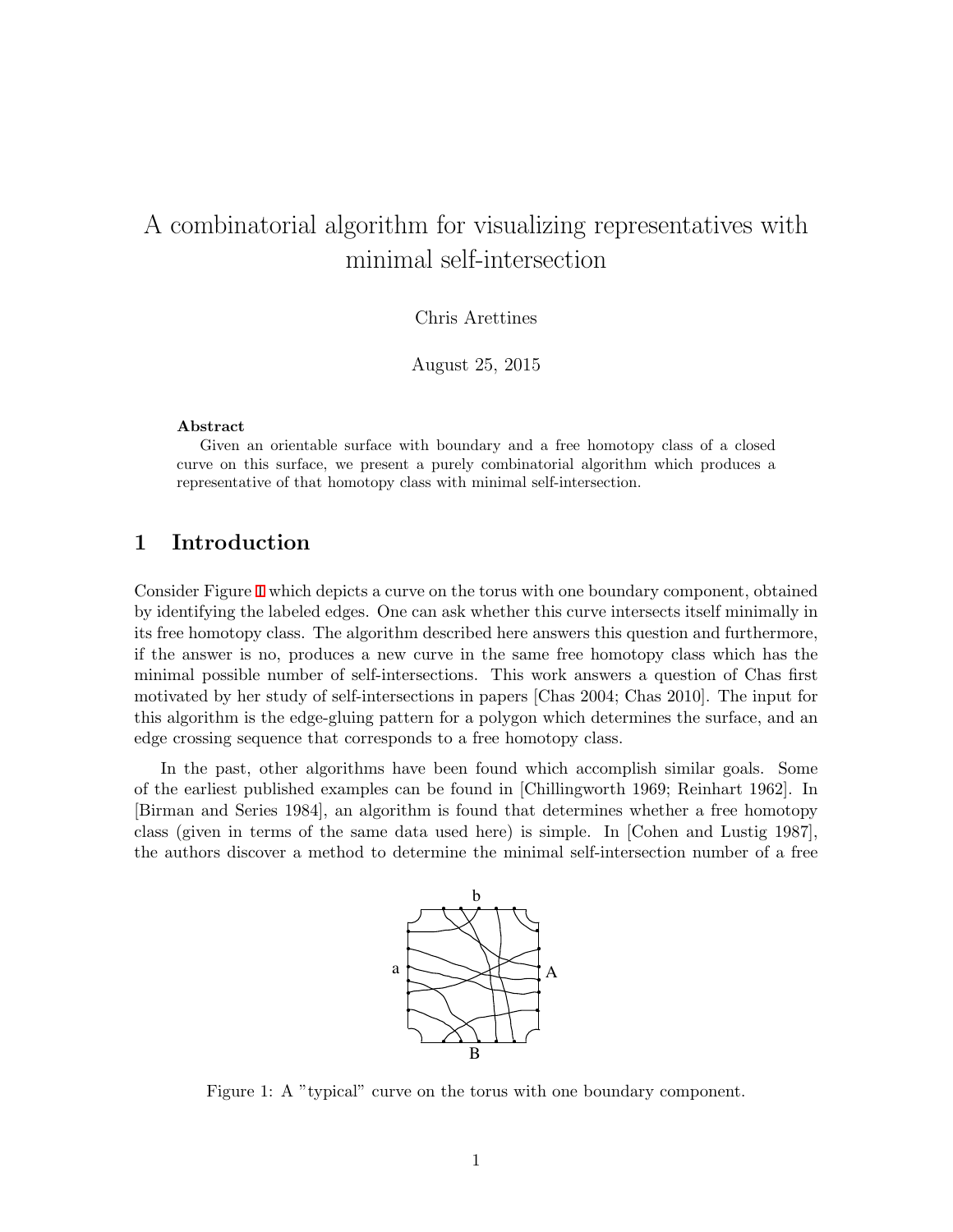# A combinatorial algorithm for visualizing representatives with minimal self-intersection

Chris Arettines

August 25, 2015

**Abstract**

Given an orientable surface with boundary and a free homotopy class of a closed curve on this surface, we present a purely combinatorial algorithm which produces a representative of that homotopy class with minimal self-intersection.

## 1 Introduction

Consider Figure 1 which depicts a curve on the torus with one boundary component, obtained by identifying the labeled edges. One can ask whether this curve intersects itself minimally in its free homotopy class. The algorithm described here answers this question and furthermore, if the answer is no, produces a new curve in the same free homotopy class which has the minimal possible number of self-intersections. This work answers a question of Chas first motivated by her study of self-intersections in papers [Chas 2004; Chas 2010]. The input for this algorithm is the edge-gluing pattern for a polygon which determines the surface, and an edge crossing sequence that corresponds to a free homotopy class.

In the past, other algorithms have been found which accomplish similar goals. Some of the earliest published examples can be found in [Chillingworth 1969; Reinhart 1962]. In [Birman and Series 1984], an algorithm is found that determines whether a free homotopy class (given in terms of the same data used here) is simple. In [Cohen and Lustig 1987], the authors discover a method to determine the minimal self-intersection number of a free

Figure 1: A "typical" curve on the torus with one boundary component.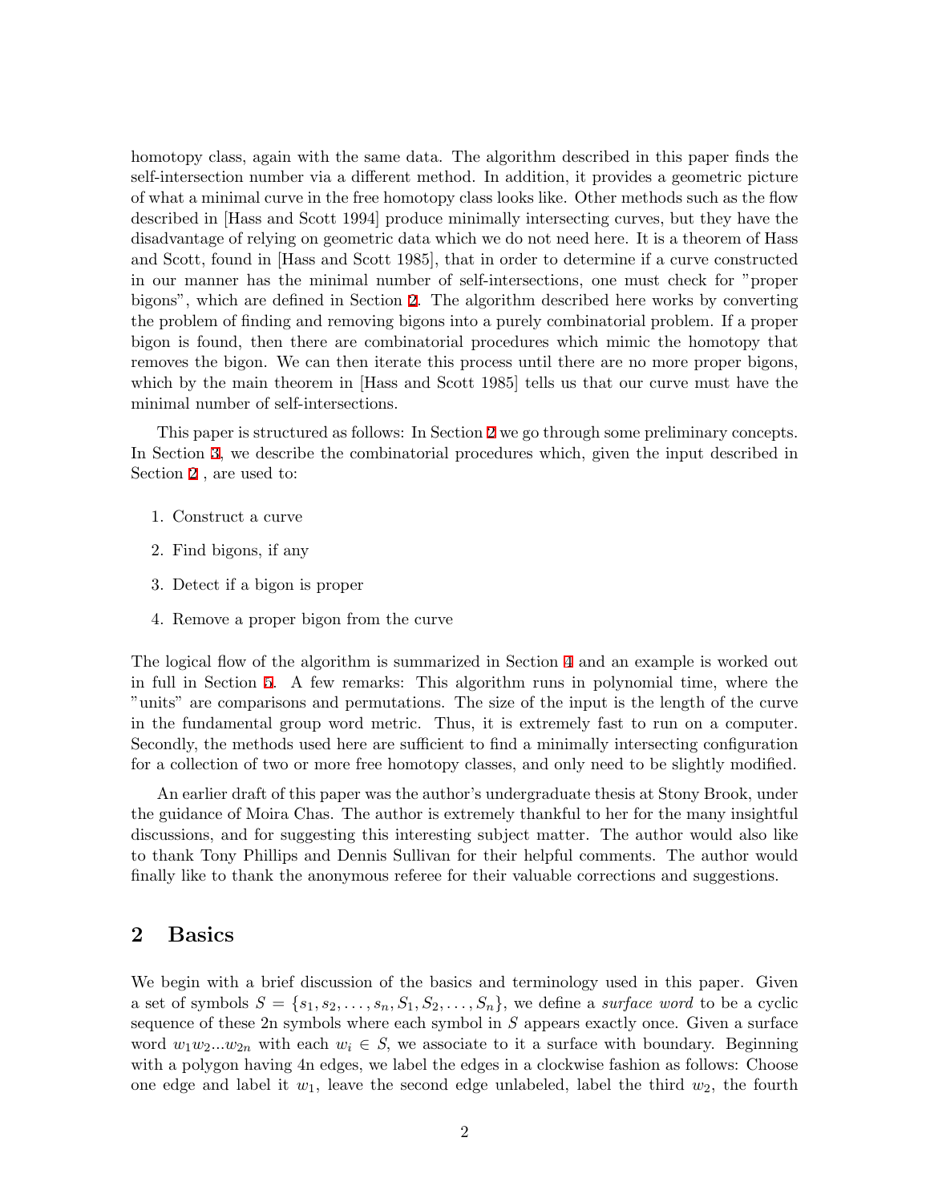homotopy class, again with the same data. The algorithm described in this paper finds the self-intersection number via a different method. In addition, it provides a geometric picture of what a minimal curve in the free homotopy class looks like. Other methods such as the flow described in [Hass and Scott 1994] produce minimally intersecting curves, but they have the disadvantage of relying on geometric data which we do not need here. It is a theorem of Hass and Scott, found in [Hass and Scott 1985], that in order to determine if a curve constructed in our manner has the minimal number of self-intersections, one must check for "proper bigons", which are defined in Section 2. The algorithm described here works by converting the problem of finding and removing bigons into a purely combinatorial problem. If a proper bigon is found, then there are combinatorial procedures which mimic the homotopy that removes the bigon. We can then iterate this process until there are no more proper bigons, which by the main theorem in [Hass and Scott 1985] tells us that our curve must have the minimal number of self-intersections.

This paper is structured as follows: In Section 2 we go through some preliminary concepts. In Section 3, we describe the combinatorial procedures which, given the input described in Section 2 , are used to:

1. Construct a curve
2. Find bigons, if any
3. Detect if a bigon is proper
4. Remove a proper bigon from the curve

The logical flow of the algorithm is summarized in Section 4 and an example is worked out in full in Section 5. A few remarks: This algorithm runs in polynomial time, where the "units" are comparisons and permutations. The size of the input is the length of the curve in the fundamental group word metric. Thus, it is extremely fast to run on a computer. Secondly, the methods used here are sufficient to find a minimally intersecting configuration for a collection of two or more free homotopy classes, and only need to be slightly modified.

An earlier draft of this paper was the author's undergraduate thesis at Stony Brook, under the guidance of Moira Chas. The author is extremely thankful to her for the many insightful discussions, and for suggesting this interesting subject matter. The author would also like to thank Tony Phillips and Dennis Sullivan for their helpful comments. The author would finally like to thank the anonymous referee for their valuable corrections and suggestions.

## 2 Basics

We begin with a brief discussion of the basics and terminology used in this paper. Given a set of symbols $S = \{s_1, s_2, \ldots, s_n, S_1, S_2, \ldots, S_n\}$, we define a *surface word* to be a cyclic sequence of these 2n symbols where each symbol in $S$ appears exactly once. Given a surface word $w_1 w_2 ... w_{2n}$ with each $w_i \in S$, we associate to it a surface with boundary. Beginning with a polygon having 4n edges, we label the edges in a clockwise fashion as follows: Choose one edge and label it $w_1$, leave the second edge unlabeled, label the third $w_2$, the fourth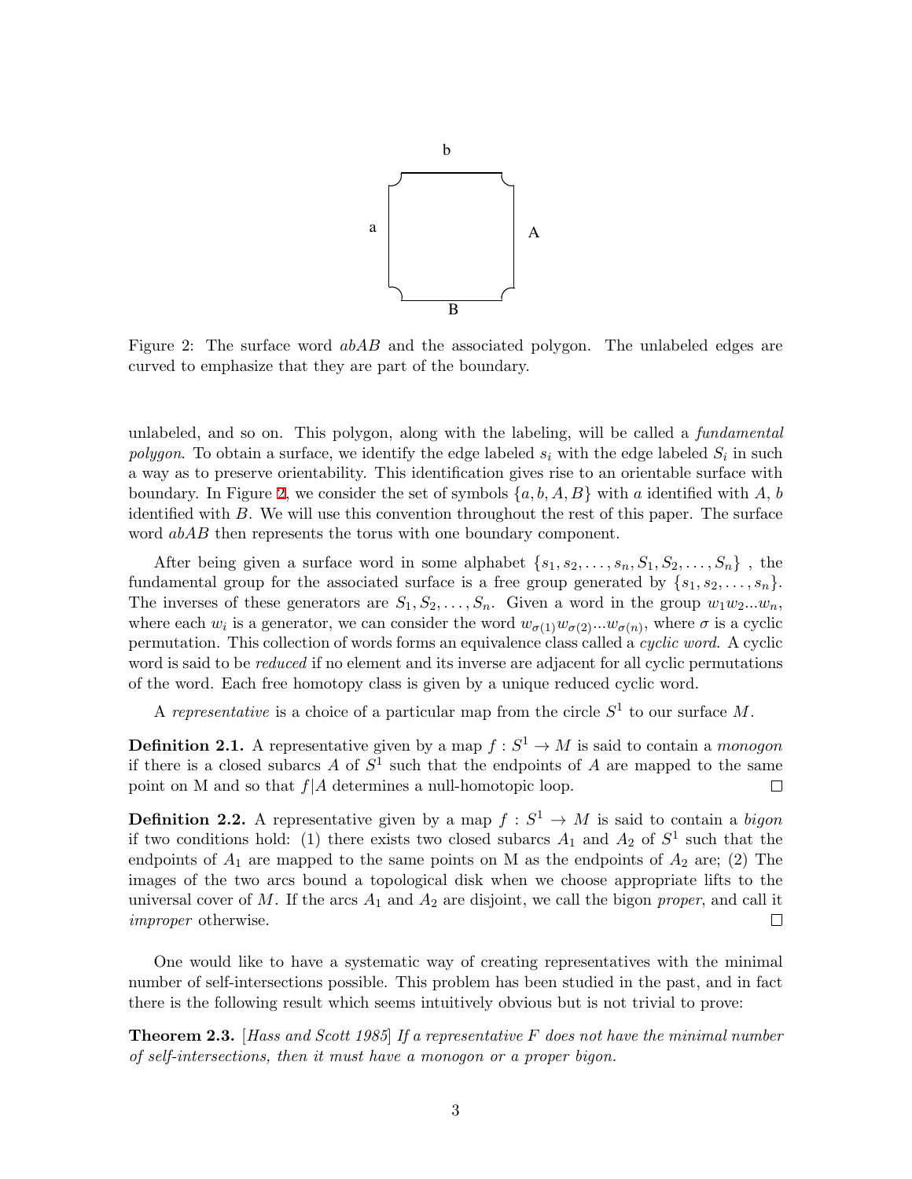Figure 2: The surface word $abAB$ and the associated polygon. The unlabeled edges are curved to emphasize that they are part of the boundary.

unlabeled, and so on. This polygon, along with the labeling, will be called a *fundamental polygon*. To obtain a surface, we identify the edge labeled $s_i$ with the edge labeled $S_i$ in such a way as to preserve orientability. This identification gives rise to an orientable surface with boundary. In Figure 2, we consider the set of symbols $\{a, b, A, B\}$ with $a$ identified with $A$, $b$ identified with $B$. We will use this convention throughout the rest of this paper. The surface word $abAB$ then represents the torus with one boundary component.

After being given a surface word in some alphabet $\{s_1, s_2, \ldots, s_n, S_1, S_2, \ldots, S_n\}$, the fundamental group for the associated surface is a free group generated by $\{s_1, s_2, \ldots, s_n\}$. The inverses of these generators are $S_1, S_2, \ldots, S_n$. Given a word in the group $w_1 w_2 ... w_n$, where each $w_i$ is a generator, we can consider the word $w_{\sigma(1)} w_{\sigma(2)} ... w_{\sigma(n)}$, where $\sigma$ is a cyclic permutation. This collection of words forms an equivalence class called a *cyclic word*. A cyclic word is said to be *reduced* if no element and its inverse are adjacent for all cyclic permutations of the word. Each free homotopy class is given by a unique reduced cyclic word.

A *representative* is a choice of a particular map from the circle $S^1$ to our surface $M$.

**Definition 2.1.** A representative given by a map $f : S^1 \to M$ is said to contain a *monogon* if there is a closed subarcs $A$ of $S^1$ such that the endpoints of $A$ are mapped to the same point on M and so that $f|A$ determines a null-homotopic loop. □

**Definition 2.2.** A representative given by a map $f : S^1 \to M$ is said to contain a *bigon* if two conditions hold: (1) there exists two closed subarcs $A_1$ and $A_2$ of $S^1$ such that the endpoints of $A_1$ are mapped to the same points on M as the endpoints of $A_2$ are; (2) The images of the two arcs bound a topological disk when we choose appropriate lifts to the universal cover of $M$. If the arcs $A_1$ and $A_2$ are disjoint, we call the bigon *proper*, and call it *improper* otherwise. □

One would like to have a systematic way of creating representatives with the minimal number of self-intersections possible. This problem has been studied in the past, and in fact there is the following result which seems intuitively obvious but is not trivial to prove:

**Theorem 2.3.** [*Hass and Scott 1985*] *If a representative $F$ does not have the minimal number of self-intersections, then it must have a monogon or a proper bigon.*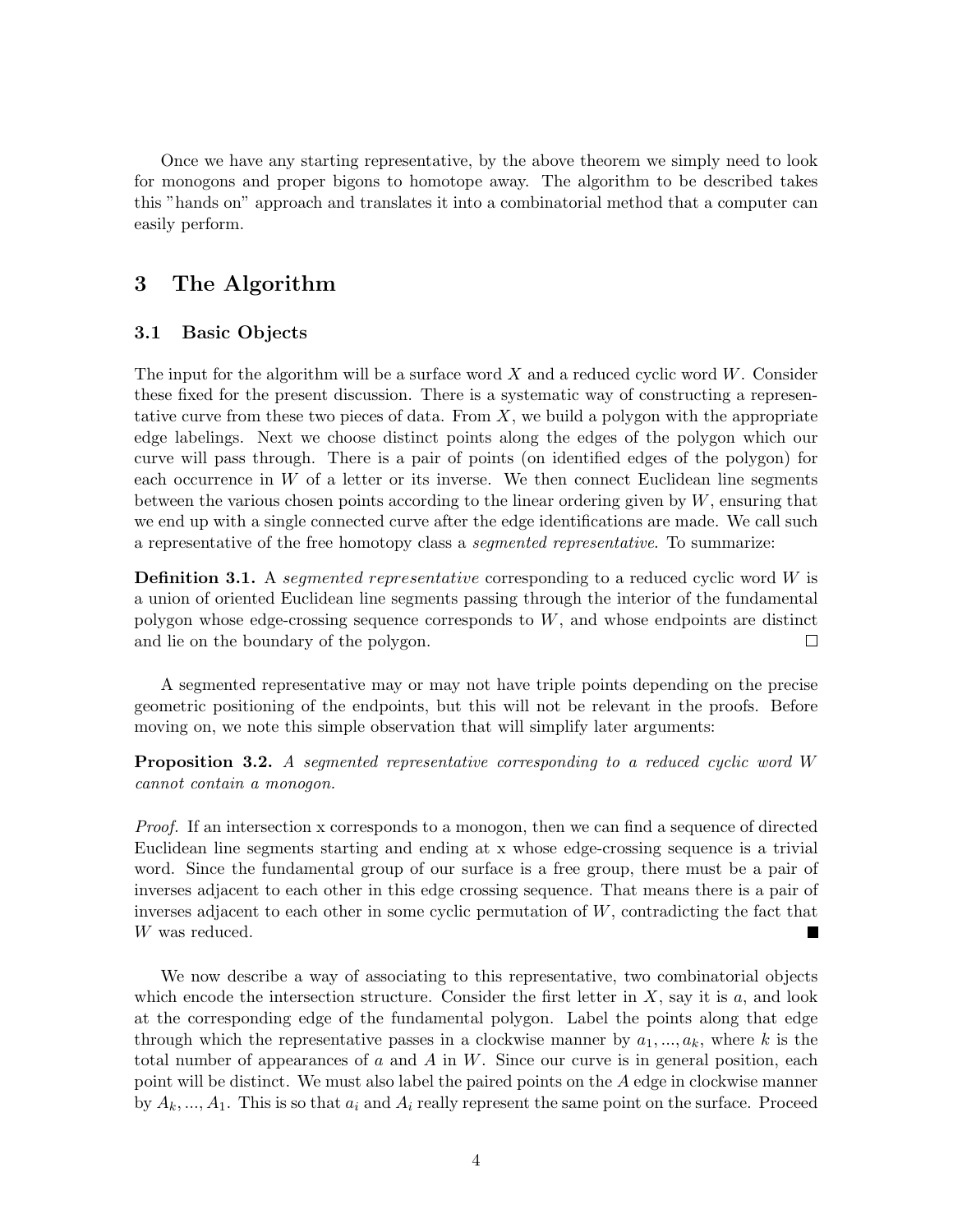Once we have any starting representative, by the above theorem we simply need to look for monogons and proper bigons to homotope away. The algorithm to be described takes this "hands on" approach and translates it into a combinatorial method that a computer can easily perform.

## 3 The Algorithm

### 3.1 Basic Objects

The input for the algorithm will be a surface word $X$ and a reduced cyclic word $W$. Consider these fixed for the present discussion. There is a systematic way of constructing a representative curve from these two pieces of data. From $X$, we build a polygon with the appropriate edge labelings. Next we choose distinct points along the edges of the polygon which our curve will pass through. There is a pair of points (on identified edges of the polygon) for each occurrence in $W$ of a letter or its inverse. We then connect Euclidean line segments between the various chosen points according to the linear ordering given by $W$, ensuring that we end up with a single connected curve after the edge identifications are made. We call such a representative of the free homotopy class a *segmented representative*. To summarize:

**Definition 3.1.** A *segmented representative* corresponding to a reduced cyclic word $W$ is a union of oriented Euclidean line segments passing through the interior of the fundamental polygon whose edge-crossing sequence corresponds to $W$, and whose endpoints are distinct and lie on the boundary of the polygon. □

A segmented representative may or may not have triple points depending on the precise geometric positioning of the endpoints, but this will not be relevant in the proofs. Before moving on, we note this simple observation that will simplify later arguments:

**Proposition 3.2.** *A segmented representative corresponding to a reduced cyclic word $W$ cannot contain a monogon.*

*Proof.* If an intersection x corresponds to a monogon, then we can find a sequence of directed Euclidean line segments starting and ending at x whose edge-crossing sequence is a trivial word. Since the fundamental group of our surface is a free group, there must be a pair of inverses adjacent to each other in this edge crossing sequence. That means there is a pair of inverses adjacent to each other in some cyclic permutation of $W$, contradicting the fact that $W$ was reduced. ■

We now describe a way of associating to this representative, two combinatorial objects which encode the intersection structure. Consider the first letter in $X$, say it is $a$, and look at the corresponding edge of the fundamental polygon. Label the points along that edge through which the representative passes in a clockwise manner by $a_1, ..., a_k$, where $k$ is the total number of appearances of $a$ and $A$ in $W$. Since our curve is in general position, each point will be distinct. We must also label the paired points on the $A$ edge in clockwise manner by $A_k, ..., A_1$. This is so that $a_i$ and $A_i$ really represent the same point on the surface. Proceed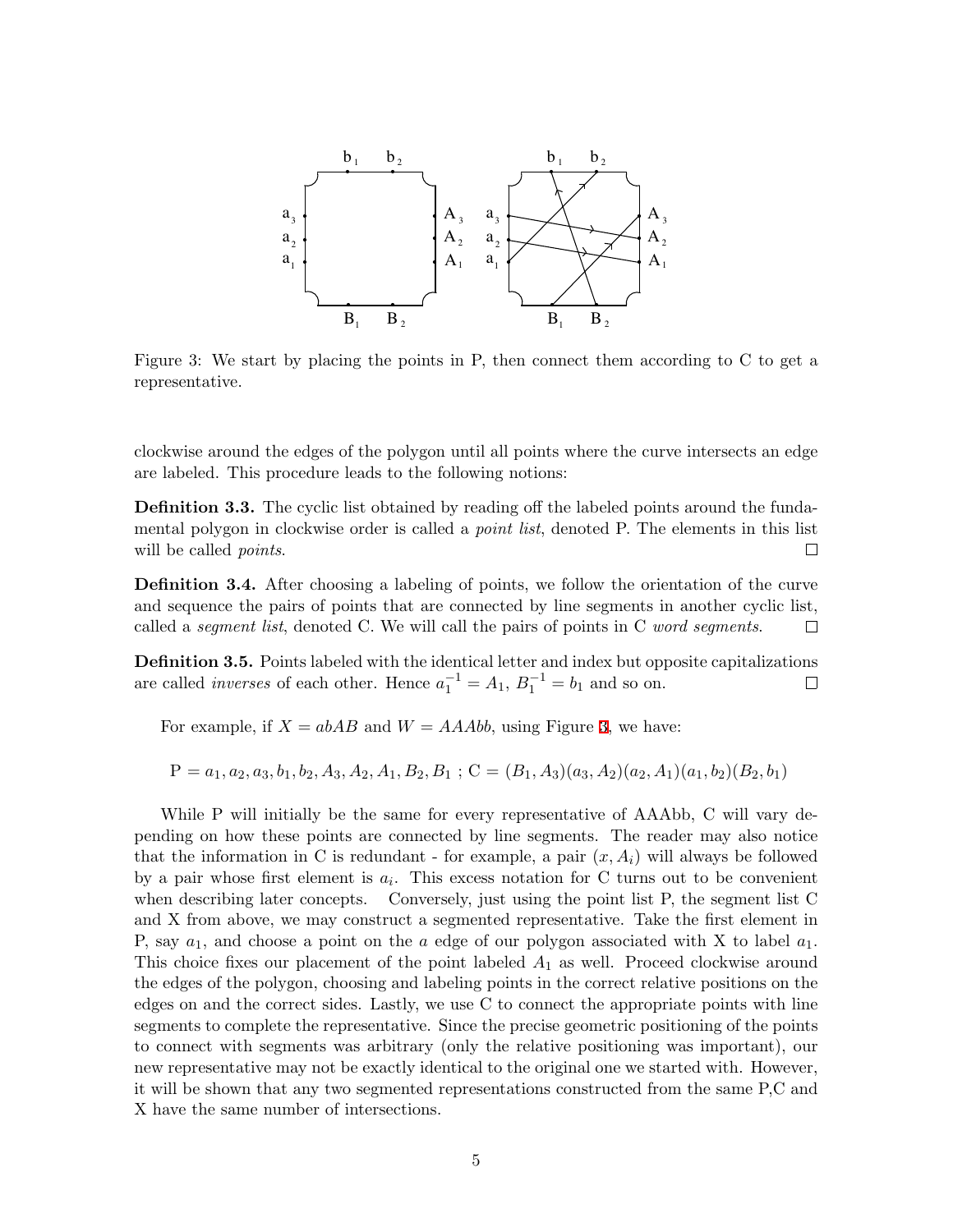Figure 3: We start by placing the points in P, then connect them according to C to get a representative.

clockwise around the edges of the polygon until all points where the curve intersects an edge are labeled. This procedure leads to the following notions:

**Definition 3.3.** The cyclic list obtained by reading off the labeled points around the fundamental polygon in clockwise order is called a *point list*, denoted P. The elements in this list will be called *points*. □

**Definition 3.4.** After choosing a labeling of points, we follow the orientation of the curve and sequence the pairs of points that are connected by line segments in another cyclic list, called a *segment list*, denoted C. We will call the pairs of points in C *word segments*. □

**Definition 3.5.** Points labeled with the identical letter and index but opposite capitalizations are called *inverses* of each other. Hence $a_1^{-1} = A_1$, $B_1^{-1} = b_1$ and so on. □

For example, if $X = abAB$ and $W = AAAbb$, using Figure 3, we have:

$$\mathrm{P} = a_1, a_2, a_3, b_1, b_2, A_3, A_2, A_1, B_2, B_1 \text{ ; } \mathrm{C} = (B_1, A_3)(a_3, A_2)(a_2, A_1)(a_1, b_2)(B_2, b_1)$$

While P will initially be the same for every representative of AAAbb, C will vary depending on how these points are connected by line segments. The reader may also notice that the information in C is redundant - for example, a pair $(x, A_i)$ will always be followed by a pair whose first element is $a_i$. This excess notation for C turns out to be convenient when describing later concepts. Conversely, just using the point list P, the segment list C and X from above, we may construct a segmented representative. Take the first element in P, say $a_1$, and choose a point on the $a$ edge of our polygon associated with X to label $a_1$. This choice fixes our placement of the point labeled $A_1$ as well. Proceed clockwise around the edges of the polygon, choosing and labeling points in the correct relative positions on the edges on and the correct sides. Lastly, we use C to connect the appropriate points with line segments to complete the representative. Since the precise geometric positioning of the points to connect with segments was arbitrary (only the relative positioning was important), our new representative may not be exactly identical to the original one we started with. However, it will be shown that any two segmented representations constructed from the same P,C and X have the same number of intersections.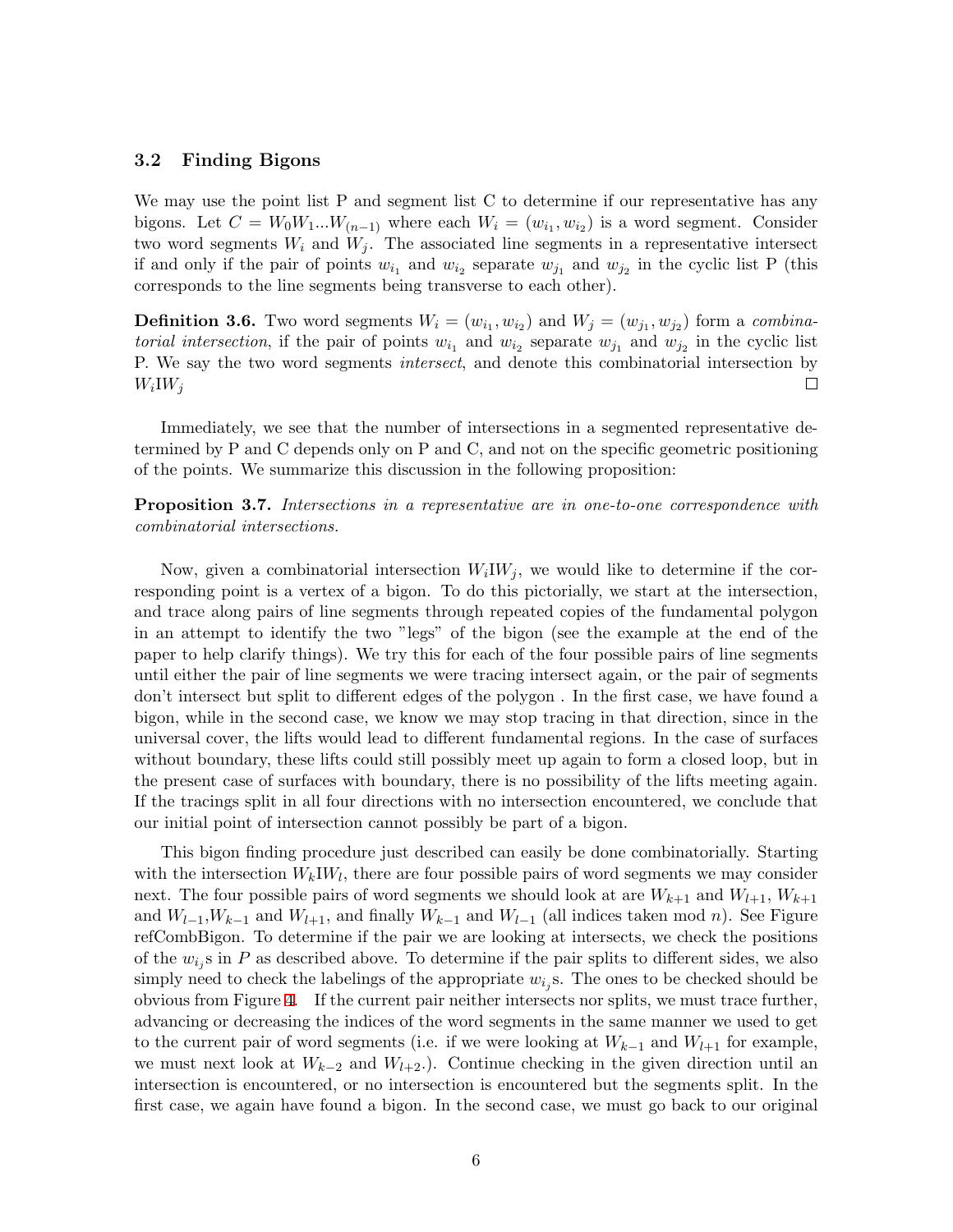### 3.2 Finding Bigons

We may use the point list P and segment list C to determine if our representative has any bigons. Let $C = W_0W_1...W_{(n-1)}$ where each $W_i = (w_{i_1}, w_{i_2})$ is a word segment. Consider two word segments $W_i$ and $W_j$. The associated line segments in a representative intersect if and only if the pair of points $w_{i_1}$ and $w_{i_2}$ separate $w_{j_1}$ and $w_{j_2}$ in the cyclic list P (this corresponds to the line segments being transverse to each other).

**Definition 3.6.** Two word segments $W_i = (w_{i_1}, w_{i_2})$ and $W_j = (w_{j_1}, w_{j_2})$ form a *combinatorial intersection*, if the pair of points $w_{i_1}$ and $w_{i_2}$ separate $w_{j_1}$ and $w_{j_2}$ in the cyclic list P. We say the two word segments *intersect*, and denote this combinatorial intersection by $W_i \text{I} W_j$ □

Immediately, we see that the number of intersections in a segmented representative determined by P and C depends only on P and C, and not on the specific geometric positioning of the points. We summarize this discussion in the following proposition:

**Proposition 3.7.** *Intersections in a representative are in one-to-one correspondence with combinatorial intersections.*

Now, given a combinatorial intersection $W_i \text{I} W_j$, we would like to determine if the corresponding point is a vertex of a bigon. To do this pictorially, we start at the intersection, and trace along pairs of line segments through repeated copies of the fundamental polygon in an attempt to identify the two "legs" of the bigon (see the example at the end of the paper to help clarify things). We try this for each of the four possible pairs of line segments until either the pair of line segments we were tracing intersect again, or the pair of segments don't intersect but split to different edges of the polygon . In the first case, we have found a bigon, while in the second case, we know we may stop tracing in that direction, since in the universal cover, the lifts would lead to different fundamental regions. In the case of surfaces without boundary, these lifts could still possibly meet up again to form a closed loop, but in the present case of surfaces with boundary, there is no possibility of the lifts meeting again. If the tracings split in all four directions with no intersection encountered, we conclude that our initial point of intersection cannot possibly be part of a bigon.

This bigon finding procedure just described can easily be done combinatorially. Starting with the intersection $W_k \text{I} W_l$, there are four possible pairs of word segments we may consider next. The four possible pairs of word segments we should look at are $W_{k+1}$ and $W_{l+1}$, $W_{k+1}$ and $W_{l-1}$,$W_{k-1}$ and $W_{l+1}$, and finally $W_{k-1}$ and $W_{l-1}$ (all indices taken mod $n$). See Figure refCombBigon. To determine if the pair we are looking at intersects, we check the positions of the $w_{i_j}$s in $P$ as described above. To determine if the pair splits to different sides, we also simply need to check the labelings of the appropriate $w_{i_j}$s. The ones to be checked should be obvious from Figure 4. If the current pair neither intersects nor splits, we must trace further, advancing or decreasing the indices of the word segments in the same manner we used to get to the current pair of word segments (i.e. if we were looking at $W_{k-1}$ and $W_{l+1}$ for example, we must next look at $W_{k-2}$ and $W_{l+2}$.). Continue checking in the given direction until an intersection is encountered, or no intersection is encountered but the segments split. In the first case, we again have found a bigon. In the second case, we must go back to our original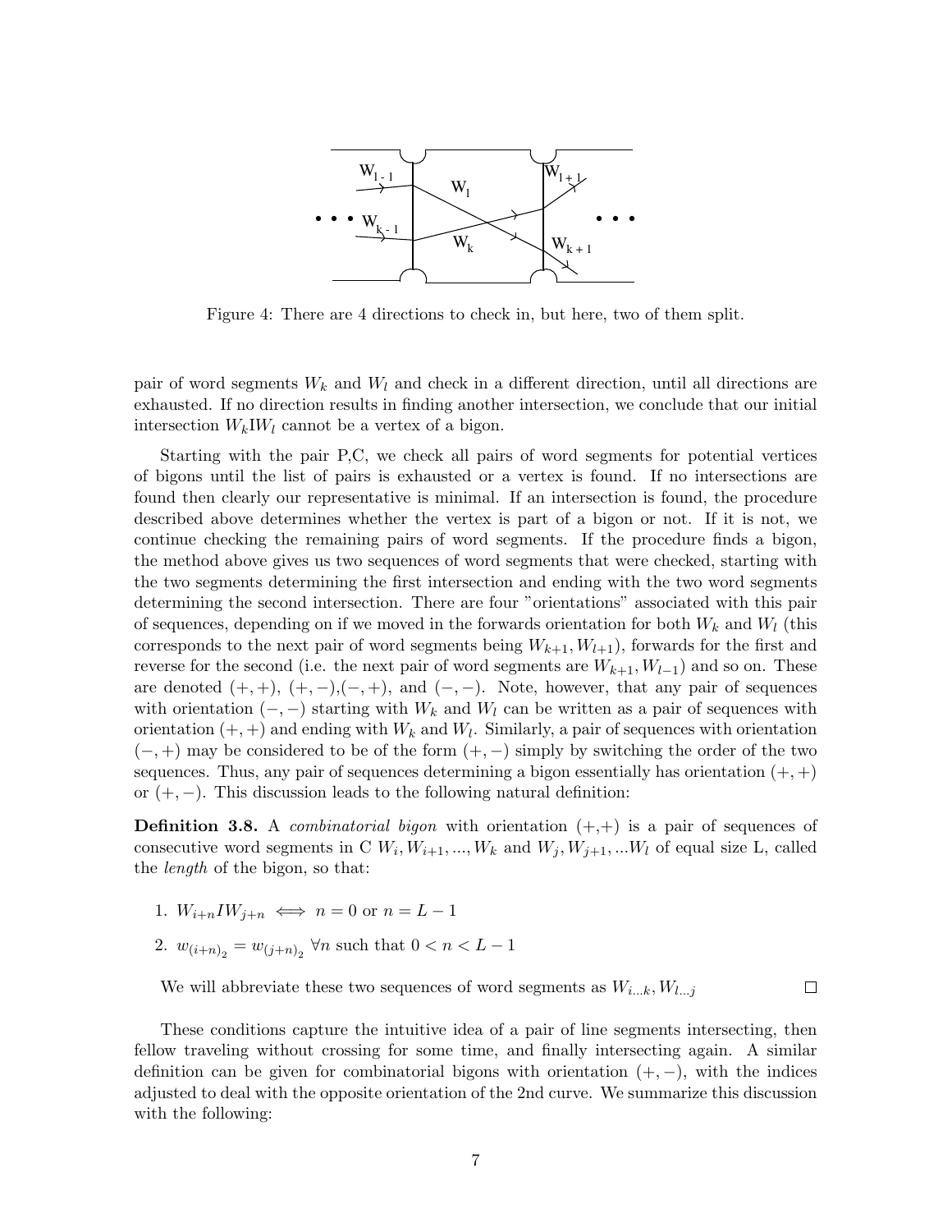Figure 4: There are 4 directions to check in, but here, two of them split.

pair of word segments $W_k$ and $W_l$ and check in a different direction, until all directions are exhausted. If no direction results in finding another intersection, we conclude that our initial intersection $W_k \mathrm{I} W_l$ cannot be a vertex of a bigon.

Starting with the pair P,C, we check all pairs of word segments for potential vertices of bigons until the list of pairs is exhausted or a vertex is found. If no intersections are found then clearly our representative is minimal. If an intersection is found, the procedure described above determines whether the vertex is part of a bigon or not. If it is not, we continue checking the remaining pairs of word segments. If the procedure finds a bigon, the method above gives us two sequences of word segments that were checked, starting with the two segments determining the first intersection and ending with the two word segments determining the second intersection. There are four "orientations" associated with this pair of sequences, depending on if we moved in the forwards orientation for both $W_k$ and $W_l$ (this corresponds to the next pair of word segments being $W_{k+1}, W_{l+1}$), forwards for the first and reverse for the second (i.e. the next pair of word segments are $W_{k+1}, W_{l-1}$) and so on. These are denoted $(+,+)$, $(+,-)$, $(-,+)$, and $(-,-)$. Note, however, that any pair of sequences with orientation $(-,-)$ starting with $W_k$ and $W_l$ can be written as a pair of sequences with orientation $(+,+)$ and ending with $W_k$ and $W_l$. Similarly, a pair of sequences with orientation $(-,+)$ may be considered to be of the form $(+,-)$ simply by switching the order of the two sequences. Thus, any pair of sequences determining a bigon essentially has orientation $(+,+)$ or $(+,-)$. This discussion leads to the following natural definition:

**Definition 3.8.** A *combinatorial bigon* with orientation (+,+) is a pair of sequences of consecutive word segments in C $W_i, W_{i+1}, ..., W_k$ and $W_j, W_{j+1}, ...W_l$ of equal size L, called the *length* of the bigon, so that:

1. $W_{i+n} I W_{j+n} \iff n = 0$ or $n = L-1$
2. $w_{(i+n)_2} = w_{(j+n)_2}$ $\forall n$ such that $0 < n < L-1$

We will abbreviate these two sequences of word segments as $W_{i...k}, W_{l...j}$ □

These conditions capture the intuitive idea of a pair of line segments intersecting, then fellow traveling without crossing for some time, and finally intersecting again. A similar definition can be given for combinatorial bigons with orientation $(+,-)$, with the indices adjusted to deal with the opposite orientation of the 2nd curve. We summarize this discussion with the following: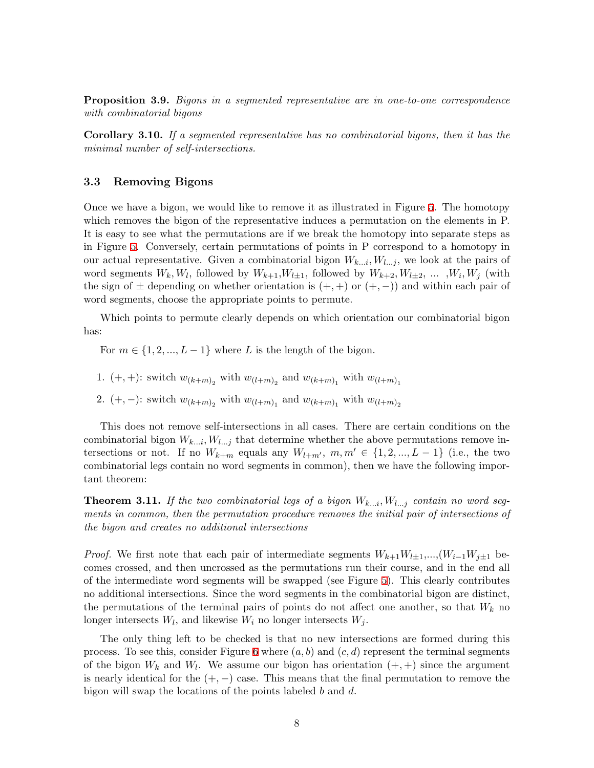**Proposition 3.9.** *Bigons in a segmented representative are in one-to-one correspondence with combinatorial bigons*

**Corollary 3.10.** *If a segmented representative has no combinatorial bigons, then it has the minimal number of self-intersections.*

### 3.3 Removing Bigons

Once we have a bigon, we would like to remove it as illustrated in Figure 5. The homotopy which removes the bigon of the representative induces a permutation on the elements in P. It is easy to see what the permutations are if we break the homotopy into separate steps as in Figure 5. Conversely, certain permutations of points in P correspond to a homotopy in our actual representative. Given a combinatorial bigon $W_{k...i}, W_{l...j}$, we look at the pairs of word segments $W_k, W_l$, followed by $W_{k+1}, W_{l\pm 1}$, followed by $W_{k+2}, W_{l\pm 2}$, ... $,W_i, W_j$ (with the sign of $\pm$ depending on whether orientation is $(+,+)$ or $(+,-)$) and within each pair of word segments, choose the appropriate points to permute.

Which points to permute clearly depends on which orientation our combinatorial bigon has:

For $m \in \{1, 2, ..., L-1\}$ where $L$ is the length of the bigon.

1. $(+,+)$: switch $w_{(k+m)_2}$ with $w_{(l+m)_2}$ and $w_{(k+m)_1}$ with $w_{(l+m)_1}$
2. $(+,-)$: switch $w_{(k+m)_2}$ with $w_{(l+m)_1}$ and $w_{(k+m)_1}$ with $w_{(l+m)_2}$

This does not remove self-intersections in all cases. There are certain conditions on the combinatorial bigon $W_{k...i}, W_{l...j}$ that determine whether the above permutations remove intersections or not. If no $W_{k+m}$ equals any $W_{l+m'}$, $m, m' \in \{1, 2, ..., L-1\}$ (i.e., the two combinatorial legs contain no word segments in common), then we have the following important theorem:

**Theorem 3.11.** *If the two combinatorial legs of a bigon $W_{k...i}, W_{l...j}$ contain no word segments in common, then the permutation procedure removes the initial pair of intersections of the bigon and creates no additional intersections*

*Proof.* We first note that each pair of intermediate segments $W_{k+1}W_{l\pm 1}$,...,$(W_{i-1}W_{j\pm 1}$ becomes crossed, and then uncrossed as the permutations run their course, and in the end all of the intermediate word segments will be swapped (see Figure 5). This clearly contributes no additional intersections. Since the word segments in the combinatorial bigon are distinct, the permutations of the terminal pairs of points do not affect one another, so that $W_k$ no longer intersects $W_l$, and likewise $W_i$ no longer intersects $W_j$.

The only thing left to be checked is that no new intersections are formed during this process. To see this, consider Figure 6 where $(a, b)$ and $(c, d)$ represent the terminal segments of the bigon $W_k$ and $W_l$. We assume our bigon has orientation $(+,+)$ since the argument is nearly identical for the $(+,-)$ case. This means that the final permutation to remove the bigon will swap the locations of the points labeled $b$ and $d$.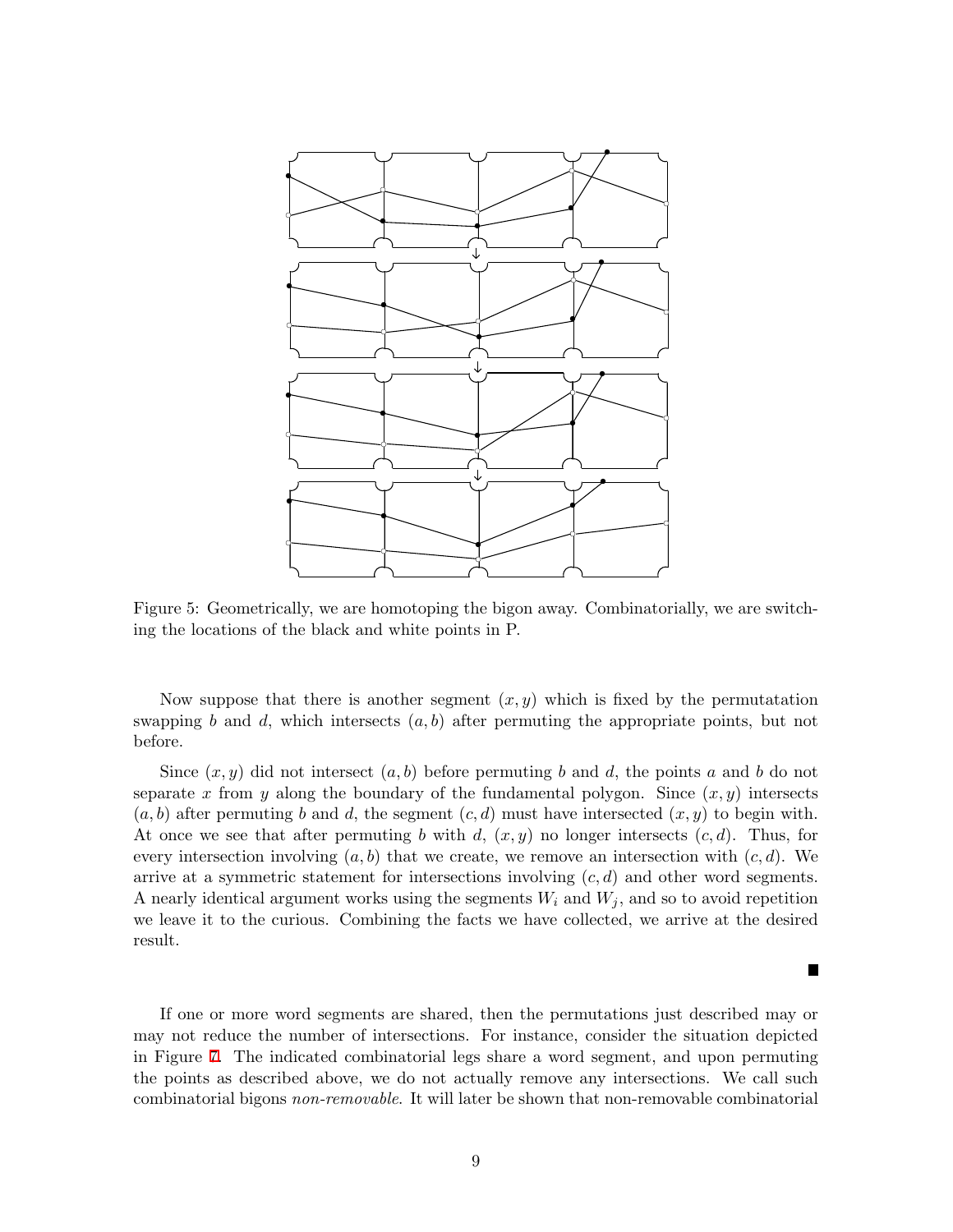Figure 5: Geometrically, we are homotoping the bigon away. Combinatorially, we are switching the locations of the black and white points in P.

Now suppose that there is another segment $(x, y)$ which is fixed by the permutatation swapping $b$ and $d$, which intersects $(a, b)$ after permuting the appropriate points, but not before.

Since $(x, y)$ did not intersect $(a, b)$ before permuting $b$ and $d$, the points $a$ and $b$ do not separate $x$ from $y$ along the boundary of the fundamental polygon. Since $(x, y)$ intersects $(a, b)$ after permuting $b$ and $d$, the segment $(c, d)$ must have intersected $(x, y)$ to begin with. At once we see that after permuting $b$ with $d$, $(x, y)$ no longer intersects $(c, d)$. Thus, for every intersection involving $(a, b)$ that we create, we remove an intersection with $(c, d)$. We arrive at a symmetric statement for intersections involving $(c, d)$ and other word segments. A nearly identical argument works using the segments $W_i$ and $W_j$, and so to avoid repetition we leave it to the curious. Combining the facts we have collected, we arrive at the desired result.

■

If one or more word segments are shared, then the permutations just described may or may not reduce the number of intersections. For instance, consider the situation depicted in Figure 7. The indicated combinatorial legs share a word segment, and upon permuting the points as described above, we do not actually remove any intersections. We call such combinatorial bigons *non-removable*. It will later be shown that non-removable combinatorial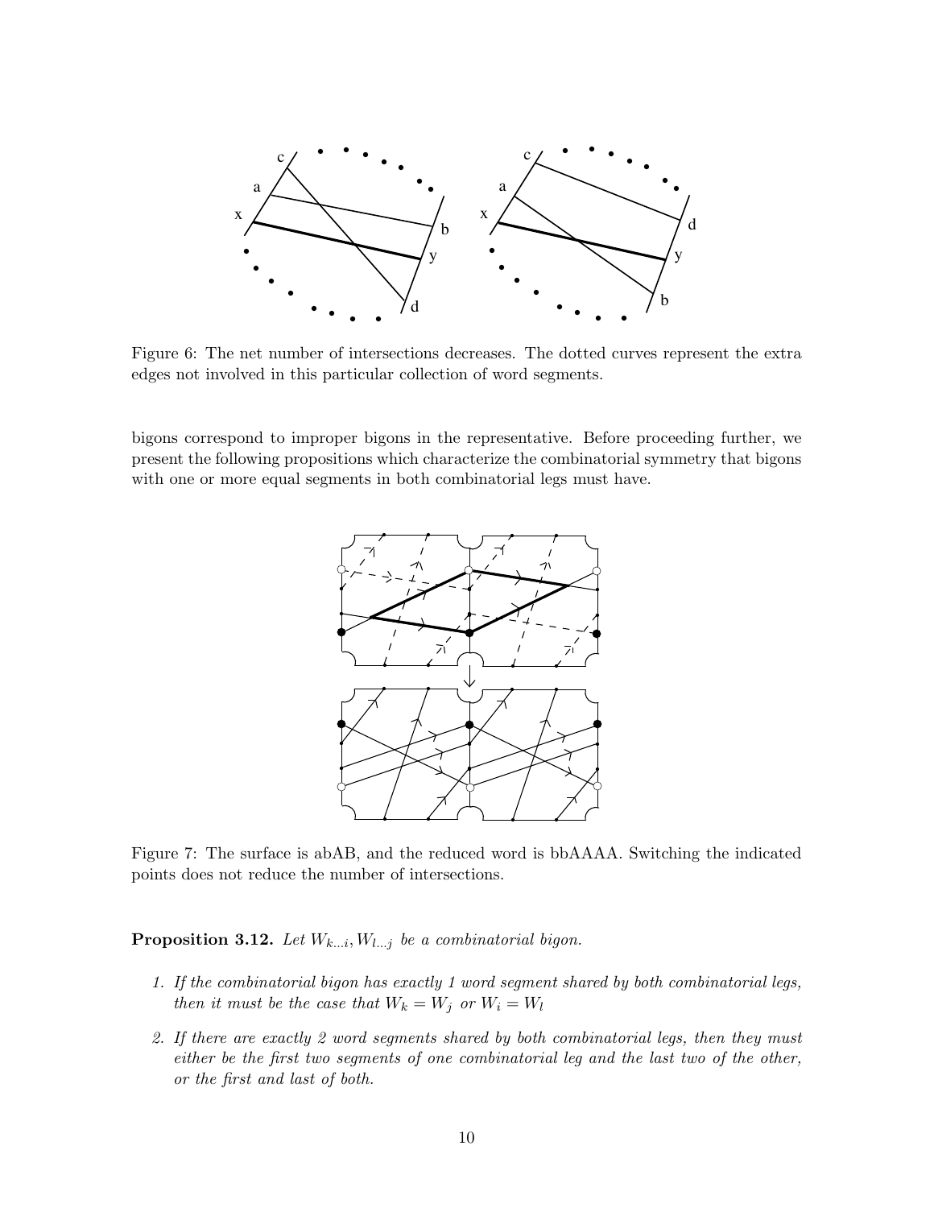Figure 6: The net number of intersections decreases. The dotted curves represent the extra edges not involved in this particular collection of word segments.

bigons correspond to improper bigons in the representative. Before proceeding further, we present the following propositions which characterize the combinatorial symmetry that bigons with one or more equal segments in both combinatorial legs must have.

Figure 7: The surface is abAB, and the reduced word is bbAAAA. Switching the indicated points does not reduce the number of intersections.

**Proposition 3.12.** *Let $W_{k...i}, W_{l...j}$ be a combinatorial bigon.*

1. *If the combinatorial bigon has exactly 1 word segment shared by both combinatorial legs, then it must be the case that $W_k = W_j$ or $W_i = W_l$*
2. *If there are exactly 2 word segments shared by both combinatorial legs, then they must either be the first two segments of one combinatorial leg and the last two of the other, or the first and last of both.*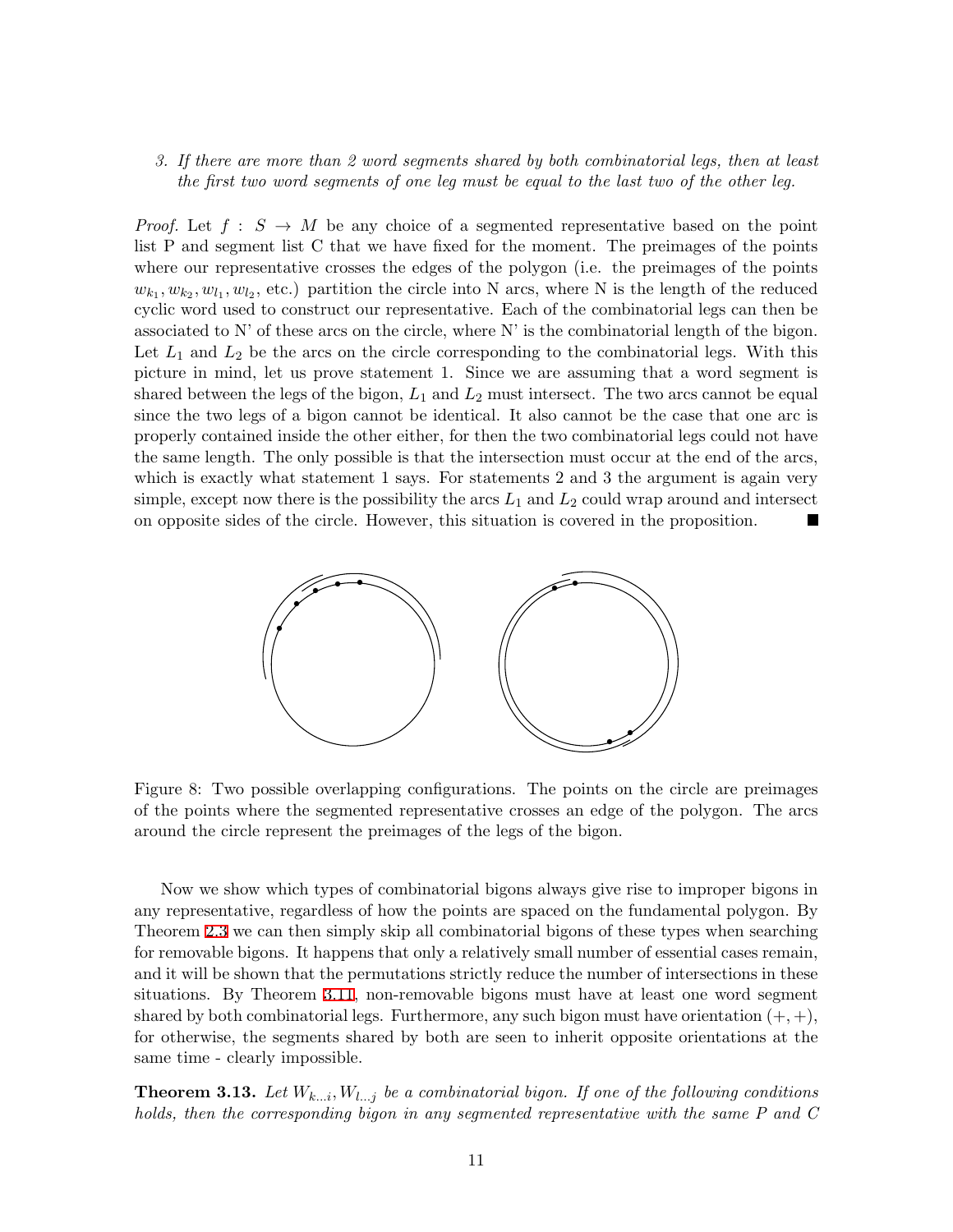3. *If there are more than 2 word segments shared by both combinatorial legs, then at least the first two word segments of one leg must be equal to the last two of the other leg.*

*Proof.* Let $f : S \to M$ be any choice of a segmented representative based on the point list P and segment list C that we have fixed for the moment. The preimages of the points where our representative crosses the edges of the polygon (i.e. the preimages of the points $w_{k_1}, w_{k_2}, w_{l_1}, w_{l_2}$, etc.) partition the circle into N arcs, where N is the length of the reduced cyclic word used to construct our representative. Each of the combinatorial legs can then be associated to N' of these arcs on the circle, where N' is the combinatorial length of the bigon. Let $L_1$ and $L_2$ be the arcs on the circle corresponding to the combinatorial legs. With this picture in mind, let us prove statement 1. Since we are assuming that a word segment is shared between the legs of the bigon, $L_1$ and $L_2$ must intersect. The two arcs cannot be equal since the two legs of a bigon cannot be identical. It also cannot be the case that one arc is properly contained inside the other either, for then the two combinatorial legs could not have the same length. The only possible is that the intersection must occur at the end of the arcs, which is exactly what statement 1 says. For statements 2 and 3 the argument is again very simple, except now there is the possibility the arcs $L_1$ and $L_2$ could wrap around and intersect on opposite sides of the circle. However, this situation is covered in the proposition. ■

Figure 8: Two possible overlapping configurations. The points on the circle are preimages of the points where the segmented representative crosses an edge of the polygon. The arcs around the circle represent the preimages of the legs of the bigon.

Now we show which types of combinatorial bigons always give rise to improper bigons in any representative, regardless of how the points are spaced on the fundamental polygon. By Theorem 2.3 we can then simply skip all combinatorial bigons of these types when searching for removable bigons. It happens that only a relatively small number of essential cases remain, and it will be shown that the permutations strictly reduce the number of intersections in these situations. By Theorem 3.11, non-removable bigons must have at least one word segment shared by both combinatorial legs. Furthermore, any such bigon must have orientation $(+,+)$, for otherwise, the segments shared by both are seen to inherit opposite orientations at the same time - clearly impossible.

**Theorem 3.13.** *Let $W_{k...i}, W_{l...j}$ be a combinatorial bigon. If one of the following conditions holds, then the corresponding bigon in any segmented representative with the same P and C*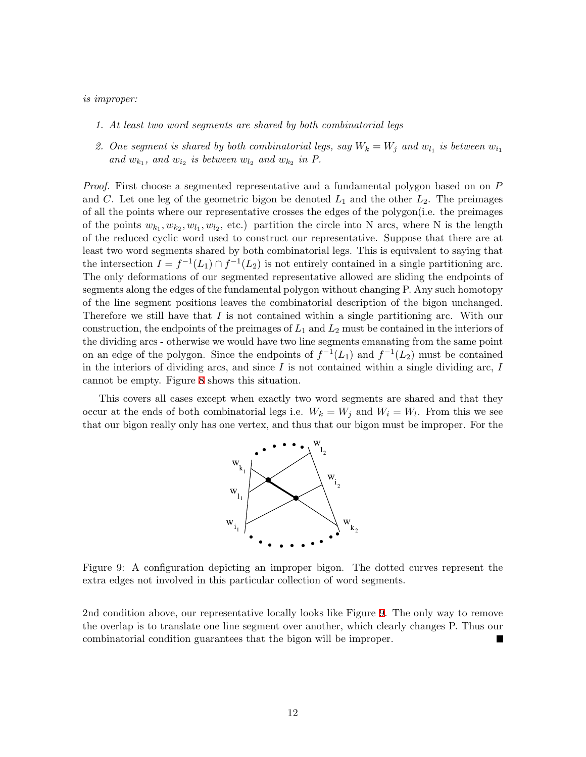*is improper:*

1. *At least two word segments are shared by both combinatorial legs*
2. *One segment is shared by both combinatorial legs, say $W_k = W_j$ and $w_{l_1}$ is between $w_{i_1}$ and $w_{k_1}$, and $w_{i_2}$ is between $w_{l_2}$ and $w_{k_2}$ in P.*

*Proof.* First choose a segmented representative and a fundamental polygon based on on $P$ and $C$. Let one leg of the geometric bigon be denoted $L_1$ and the other $L_2$. The preimages of all the points where our representative crosses the edges of the polygon(i.e. the preimages of the points $w_{k_1}, w_{k_2}, w_{l_1}, w_{l_2}$, etc.) partition the circle into N arcs, where N is the length of the reduced cyclic word used to construct our representative. Suppose that there are at least two word segments shared by both combinatorial legs. This is equivalent to saying that the intersection $I = f^{-1}(L_1) \cap f^{-1}(L_2)$ is not entirely contained in a single partitioning arc. The only deformations of our segmented representative allowed are sliding the endpoints of segments along the edges of the fundamental polygon without changing P. Any such homotopy of the line segment positions leaves the combinatorial description of the bigon unchanged. Therefore we still have that $I$ is not contained within a single partitioning arc. With our construction, the endpoints of the preimages of $L_1$ and $L_2$ must be contained in the interiors of the dividing arcs - otherwise we would have two line segments emanating from the same point on an edge of the polygon. Since the endpoints of $f^{-1}(L_1)$ and $f^{-1}(L_2)$ must be contained in the interiors of dividing arcs, and since $I$ is not contained within a single dividing arc, $I$ cannot be empty. Figure 8 shows this situation.

This covers all cases except when exactly two word segments are shared and that they occur at the ends of both combinatorial legs i.e. $W_k = W_j$ and $W_i = W_l$. From this we see that our bigon really only has one vertex, and thus that our bigon must be improper. For the

Figure 9: A configuration depicting an improper bigon. The dotted curves represent the extra edges not involved in this particular collection of word segments.

2nd condition above, our representative locally looks like Figure 9. The only way to remove the overlap is to translate one line segment over another, which clearly changes P. Thus our combinatorial condition guarantees that the bigon will be improper. ∎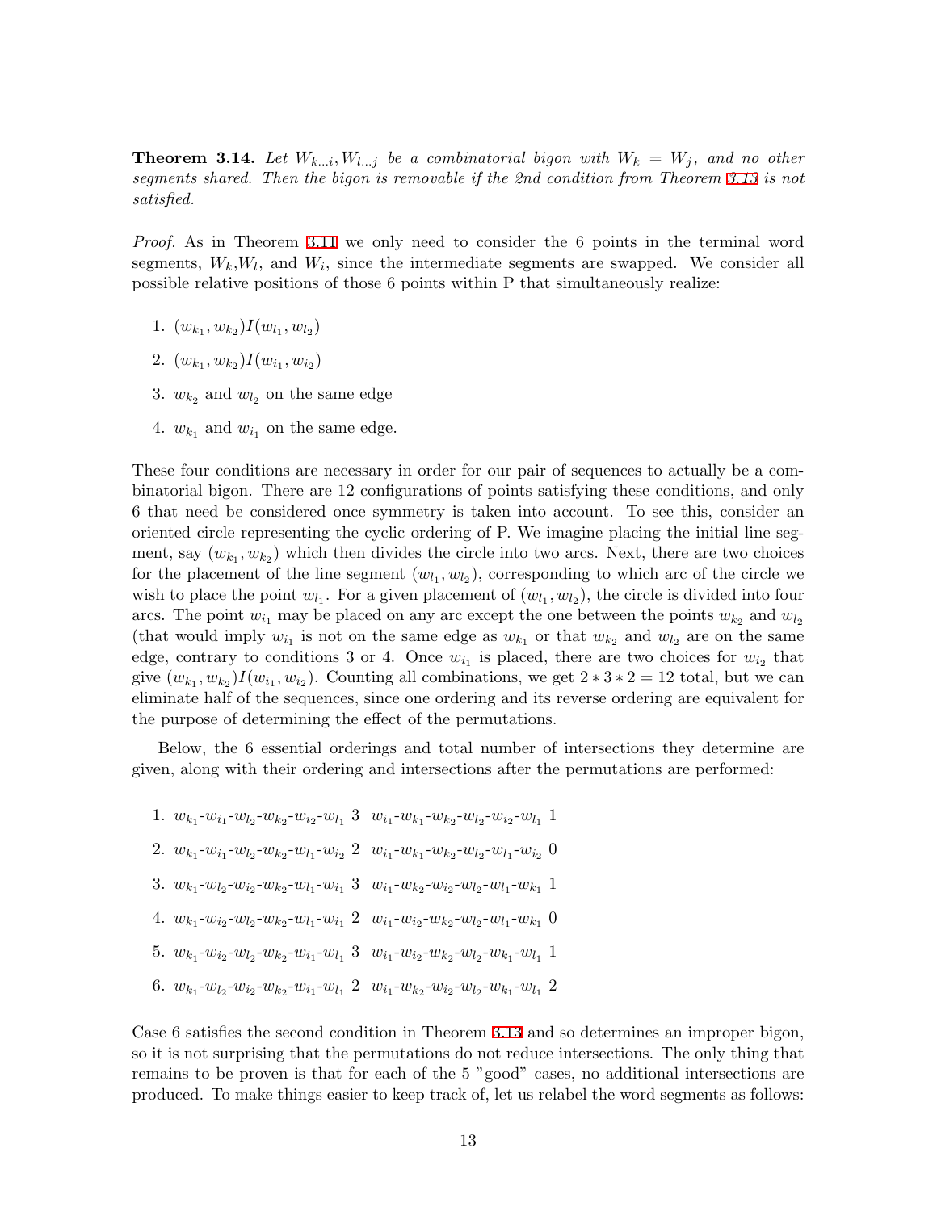**Theorem 3.14.** *Let $W_{k...i}, W_{l...j}$ be a combinatorial bigon with $W_k = W_j$, and no other segments shared. Then the bigon is removable if the 2nd condition from Theorem 3.13 is not satisfied.*

*Proof.* As in Theorem 3.11 we only need to consider the 6 points in the terminal word segments, $W_k$, $W_l$, and $W_i$, since the intermediate segments are swapped. We consider all possible relative positions of those 6 points within P that simultaneously realize:

1. $(w_{k_1}, w_{k_2}) I (w_{l_1}, w_{l_2})$
2. $(w_{k_1}, w_{k_2}) I (w_{i_1}, w_{i_2})$
3. $w_{k_2}$ and $w_{l_2}$ on the same edge
4. $w_{k_1}$ and $w_{i_1}$ on the same edge.

These four conditions are necessary in order for our pair of sequences to actually be a combinatorial bigon. There are 12 configurations of points satisfying these conditions, and only 6 that need be considered once symmetry is taken into account. To see this, consider an oriented circle representing the cyclic ordering of P. We imagine placing the initial line segment, say $(w_{k_1}, w_{k_2})$ which then divides the circle into two arcs. Next, there are two choices for the placement of the line segment $(w_{l_1}, w_{l_2})$, corresponding to which arc of the circle we wish to place the point $w_{l_1}$. For a given placement of $(w_{l_1}, w_{l_2})$, the circle is divided into four arcs. The point $w_{i_1}$ may be placed on any arc except the one between the points $w_{k_2}$ and $w_{l_2}$ (that would imply $w_{i_1}$ is not on the same edge as $w_{k_1}$ or that $w_{k_2}$ and $w_{l_2}$ are on the same edge, contrary to conditions 3 or 4. Once $w_{i_1}$ is placed, there are two choices for $w_{i_2}$ that give $(w_{k_1}, w_{k_2}) I (w_{i_1}, w_{i_2})$. Counting all combinations, we get $2 * 3 * 2 = 12$ total, but we can eliminate half of the sequences, since one ordering and its reverse ordering are equivalent for the purpose of determining the effect of the permutations.

Below, the 6 essential orderings and total number of intersections they determine are given, along with their ordering and intersections after the permutations are performed:

1. $w_{k_1}$-$w_{i_1}$-$w_{l_2}$-$w_{k_2}$-$w_{i_2}$-$w_{l_1}$ 3 $w_{i_1}$-$w_{k_1}$-$w_{k_2}$-$w_{l_2}$-$w_{i_2}$-$w_{l_1}$ 1
2. $w_{k_1}$-$w_{i_1}$-$w_{l_2}$-$w_{k_2}$-$w_{l_1}$-$w_{i_2}$ 2 $w_{i_1}$-$w_{k_1}$-$w_{k_2}$-$w_{l_2}$-$w_{l_1}$-$w_{i_2}$ 0
3. $w_{k_1}$-$w_{l_2}$-$w_{i_2}$-$w_{k_2}$-$w_{l_1}$-$w_{i_1}$ 3 $w_{i_1}$-$w_{k_2}$-$w_{i_2}$-$w_{l_2}$-$w_{l_1}$-$w_{k_1}$ 1
4. $w_{k_1}$-$w_{i_2}$-$w_{l_2}$-$w_{k_2}$-$w_{l_1}$-$w_{i_1}$ 2 $w_{i_1}$-$w_{i_2}$-$w_{k_2}$-$w_{l_2}$-$w_{l_1}$-$w_{k_1}$ 0
5. $w_{k_1}$-$w_{i_2}$-$w_{l_2}$-$w_{k_2}$-$w_{i_1}$-$w_{l_1}$ 3 $w_{i_1}$-$w_{i_2}$-$w_{k_2}$-$w_{l_2}$-$w_{k_1}$-$w_{l_1}$ 1
6. $w_{k_1}$-$w_{l_2}$-$w_{i_2}$-$w_{k_2}$-$w_{i_1}$-$w_{l_1}$ 2 $w_{i_1}$-$w_{k_2}$-$w_{i_2}$-$w_{l_2}$-$w_{k_1}$-$w_{l_1}$ 2

Case 6 satisfies the second condition in Theorem 3.13 and so determines an improper bigon, so it is not surprising that the permutations do not reduce intersections. The only thing that remains to be proven is that for each of the 5 "good" cases, no additional intersections are produced. To make things easier to keep track of, let us relabel the word segments as follows: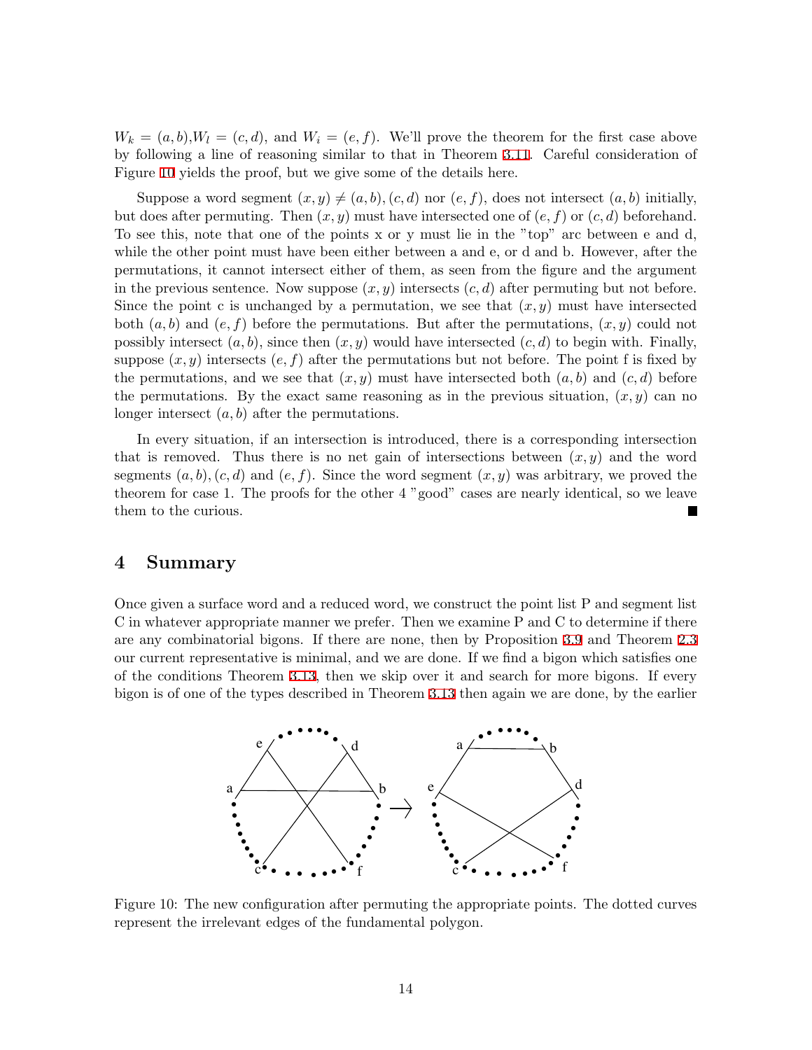$W_k = (a,b)$, $W_l = (c,d)$, and $W_i = (e,f)$. We'll prove the theorem for the first case above by following a line of reasoning similar to that in Theorem 3.11. Careful consideration of Figure 10 yields the proof, but we give some of the details here.

Suppose a word segment $(x,y) \neq (a,b), (c,d)$ nor $(e,f)$, does not intersect $(a,b)$ initially, but does after permuting. Then $(x,y)$ must have intersected one of $(e,f)$ or $(c,d)$ beforehand. To see this, note that one of the points x or y must lie in the "top" arc between e and d, while the other point must have been either between a and e, or d and b. However, after the permutations, it cannot intersect either of them, as seen from the figure and the argument in the previous sentence. Now suppose $(x,y)$ intersects $(c,d)$ after permuting but not before. Since the point c is unchanged by a permutation, we see that $(x,y)$ must have intersected both $(a,b)$ and $(e,f)$ before the permutations. But after the permutations, $(x,y)$ could not possibly intersect $(a,b)$, since then $(x,y)$ would have intersected $(c,d)$ to begin with. Finally, suppose $(x,y)$ intersects $(e,f)$ after the permutations but not before. The point f is fixed by the permutations, and we see that $(x,y)$ must have intersected both $(a,b)$ and $(c,d)$ before the permutations. By the exact same reasoning as in the previous situation, $(x,y)$ can no longer intersect $(a,b)$ after the permutations.

In every situation, if an intersection is introduced, there is a corresponding intersection that is removed. Thus there is no net gain of intersections between $(x,y)$ and the word segments $(a,b)$, $(c,d)$ and $(e,f)$. Since the word segment $(x,y)$ was arbitrary, we proved the theorem for case 1. The proofs for the other 4 "good" cases are nearly identical, so we leave them to the curious. ∎

## 4 Summary

Once given a surface word and a reduced word, we construct the point list P and segment list C in whatever appropriate manner we prefer. Then we examine P and C to determine if there are any combinatorial bigons. If there are none, then by Proposition 3.9 and Theorem 2.3 our current representative is minimal, and we are done. If we find a bigon which satisfies one of the conditions Theorem 3.13, then we skip over it and search for more bigons. If every bigon is of one of the types described in Theorem 3.13 then again we are done, by the earlier

Figure 10: The new configuration after permuting the appropriate points. The dotted curves represent the irrelevant edges of the fundamental polygon.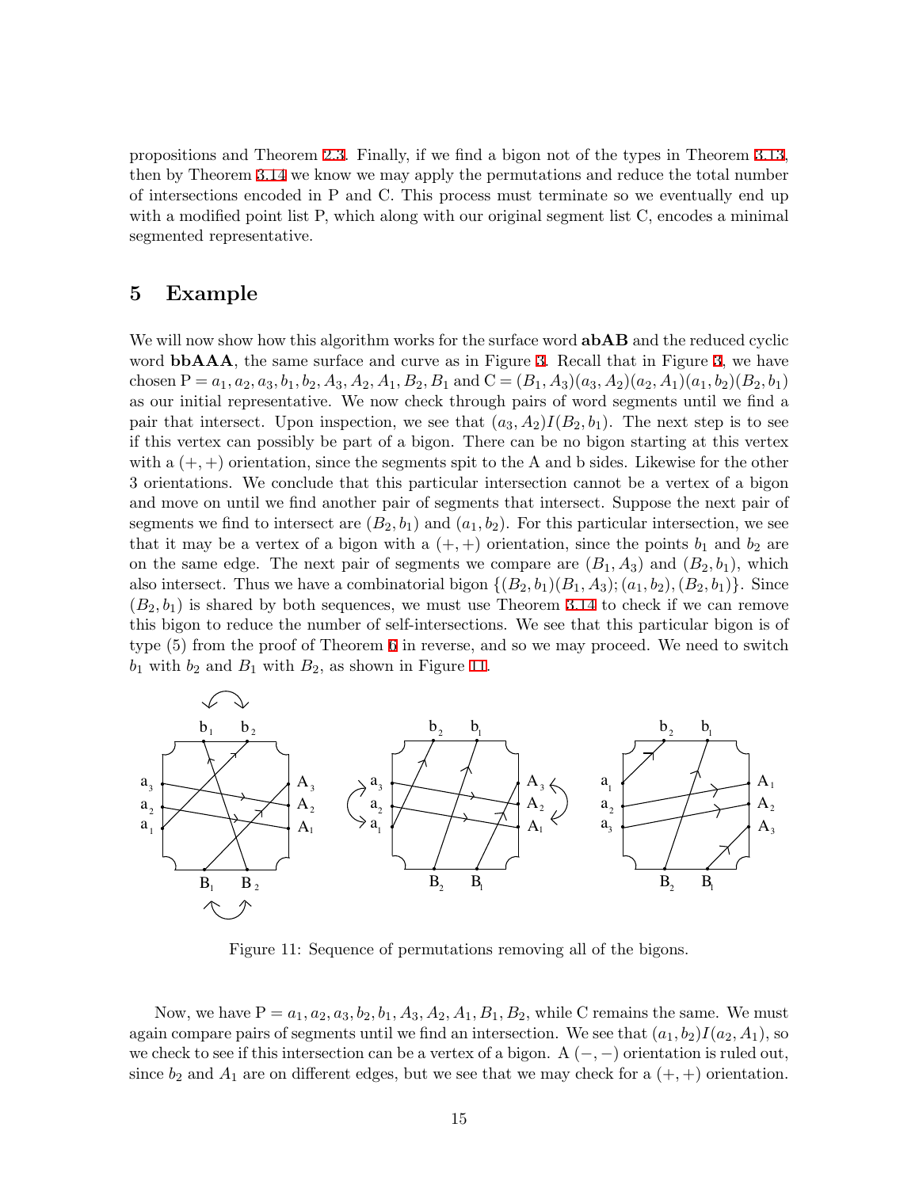propositions and Theorem 2.3. Finally, if we find a bigon not of the types in Theorem 3.13, then by Theorem 3.14 we know we may apply the permutations and reduce the total number of intersections encoded in P and C. This process must terminate so we eventually end up with a modified point list P, which along with our original segment list C, encodes a minimal segmented representative.

## 5 Example

We will now show how this algorithm works for the surface word **abAB** and the reduced cyclic word **bbAAA**, the same surface and curve as in Figure 3. Recall that in Figure 3, we have chosen $P = a_1, a_2, a_3, b_1, b_2, A_3, A_2, A_1, B_2, B_1$ and $C = (B_1, A_3)(a_3, A_2)(a_2, A_1)(a_1, b_2)(B_2, b_1)$ as our initial representative. We now check through pairs of word segments until we find a pair that intersect. Upon inspection, we see that $(a_3, A_2)I(B_2, b_1)$. The next step is to see if this vertex can possibly be part of a bigon. There can be no bigon starting at this vertex with a $(+, +)$ orientation, since the segments spit to the A and b sides. Likewise for the other 3 orientations. We conclude that this particular intersection cannot be a vertex of a bigon and move on until we find another pair of segments that intersect. Suppose the next pair of segments we find to intersect are $(B_2, b_1)$ and $(a_1, b_2)$. For this particular intersection, we see that it may be a vertex of a bigon with a $(+, +)$ orientation, since the points $b_1$ and $b_2$ are on the same edge. The next pair of segments we compare are $(B_1, A_3)$ and $(B_2, b_1)$, which also intersect. Thus we have a combinatorial bigon $\{(B_2, b_1)(B_1, A_3); (a_1, b_2), (B_2, b_1)\}$. Since $(B_2, b_1)$ is shared by both sequences, we must use Theorem 3.14 to check if we can remove this bigon to reduce the number of self-intersections. We see that this particular bigon is of type (5) from the proof of Theorem 6 in reverse, and so we may proceed. We need to switch $b_1$ with $b_2$ and $B_1$ with $B_2$, as shown in Figure 11.

Figure 11: Sequence of permutations removing all of the bigons.

Now, we have $P = a_1, a_2, a_3, b_2, b_1, A_3, A_2, A_1, B_1, B_2$, while C remains the same. We must again compare pairs of segments until we find an intersection. We see that $(a_1, b_2)I(a_2, A_1)$, so we check to see if this intersection can be a vertex of a bigon. A $(-, -)$ orientation is ruled out, since $b_2$ and $A_1$ are on different edges, but we see that we may check for a $(+, +)$ orientation.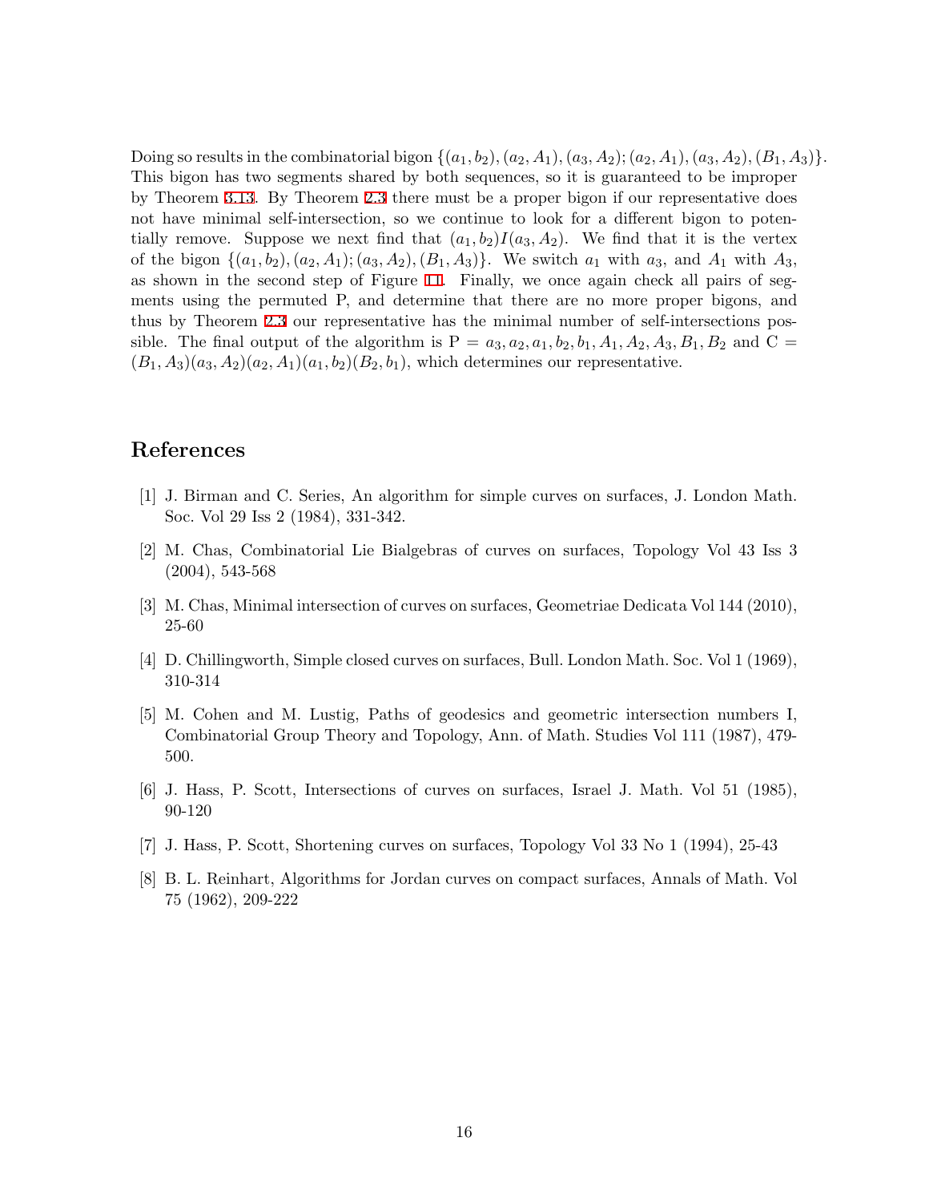Doing so results in the combinatorial bigon $\{(a_1, b_2), (a_2, A_1), (a_3, A_2); (a_2, A_1), (a_3, A_2), (B_1, A_3)\}$. This bigon has two segments shared by both sequences, so it is guaranteed to be improper by Theorem 3.13. By Theorem 2.3 there must be a proper bigon if our representative does not have minimal self-intersection, so we continue to look for a different bigon to potentially remove. Suppose we next find that $(a_1, b_2)I(a_3, A_2)$. We find that it is the vertex of the bigon $\{(a_1, b_2), (a_2, A_1); (a_3, A_2), (B_1, A_3)\}$. We switch $a_1$ with $a_3$, and $A_1$ with $A_3$, as shown in the second step of Figure 11. Finally, we once again check all pairs of segments using the permuted P, and determine that there are no more proper bigons, and thus by Theorem 2.3 our representative has the minimal number of self-intersections possible. The final output of the algorithm is P $= a_3, a_2, a_1, b_2, b_1, A_1, A_2, A_3, B_1, B_2$ and C $= (B_1, A_3)(a_3, A_2)(a_2, A_1)(a_1, b_2)(B_2, b_1)$, which determines our representative.

## References

[1] J. Birman and C. Series, An algorithm for simple curves on surfaces, J. London Math. Soc. Vol 29 Iss 2 (1984), 331-342.

[2] M. Chas, Combinatorial Lie Bialgebras of curves on surfaces, Topology Vol 43 Iss 3 (2004), 543-568

[3] M. Chas, Minimal intersection of curves on surfaces, Geometriae Dedicata Vol 144 (2010), 25-60

[4] D. Chillingworth, Simple closed curves on surfaces, Bull. London Math. Soc. Vol 1 (1969), 310-314

[5] M. Cohen and M. Lustig, Paths of geodesics and geometric intersection numbers I, Combinatorial Group Theory and Topology, Ann. of Math. Studies Vol 111 (1987), 479-500.

[6] J. Hass, P. Scott, Intersections of curves on surfaces, Israel J. Math. Vol 51 (1985), 90-120

[7] J. Hass, P. Scott, Shortening curves on surfaces, Topology Vol 33 No 1 (1994), 25-43

[8] B. L. Reinhart, Algorithms for Jordan curves on compact surfaces, Annals of Math. Vol 75 (1962), 209-222